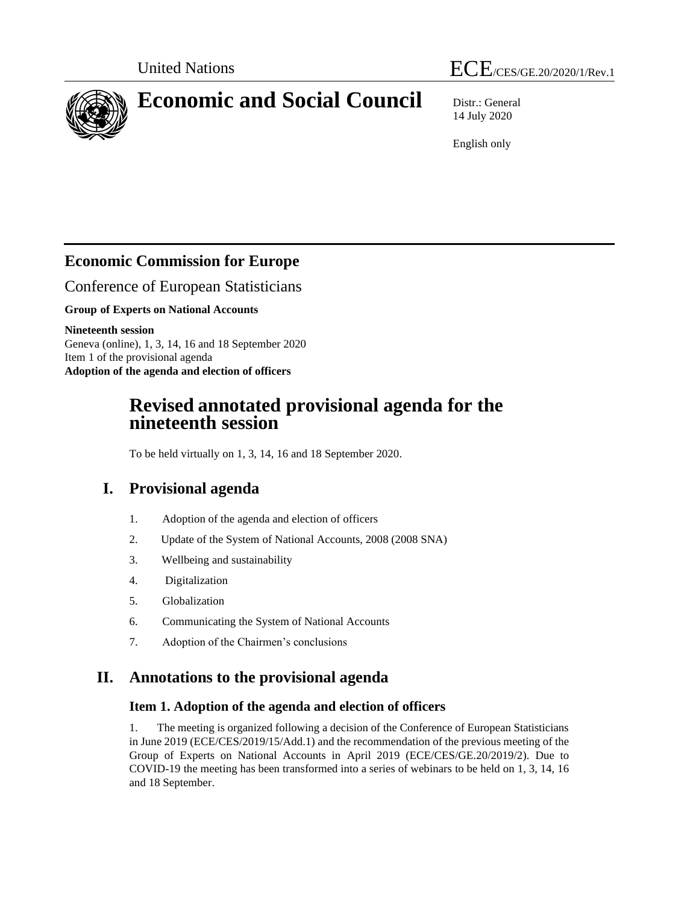United Nations

ECE/CES/GE.20/2020/1/Rev.1

# Economic and Social Council

Distr.: General
14 July 2020

English only

## Economic Commission for Europe

Conference of European Statisticians

**Group of Experts on National Accounts**

**Nineteenth session**
Geneva (online), 1, 3, 14, 16 and 18 September 2020
Item 1 of the provisional agenda
**Adoption of the agenda and election of officers**

# Revised annotated provisional agenda for the nineteenth session

To be held virtually on 1, 3, 14, 16 and 18 September 2020.

## I. Provisional agenda

1. Adoption of the agenda and election of officers
2. Update of the System of National Accounts, 2008 (2008 SNA)
3. Wellbeing and sustainability
4. Digitalization
5. Globalization
6. Communicating the System of National Accounts
7. Adoption of the Chairmen's conclusions

## II. Annotations to the provisional agenda

### Item 1. Adoption of the agenda and election of officers

1. The meeting is organized following a decision of the Conference of European Statisticians in June 2019 (ECE/CES/2019/15/Add.1) and the recommendation of the previous meeting of the Group of Experts on National Accounts in April 2019 (ECE/CES/GE.20/2019/2). Due to COVID-19 the meeting has been transformed into a series of webinars to be held on 1, 3, 14, 16 and 18 September.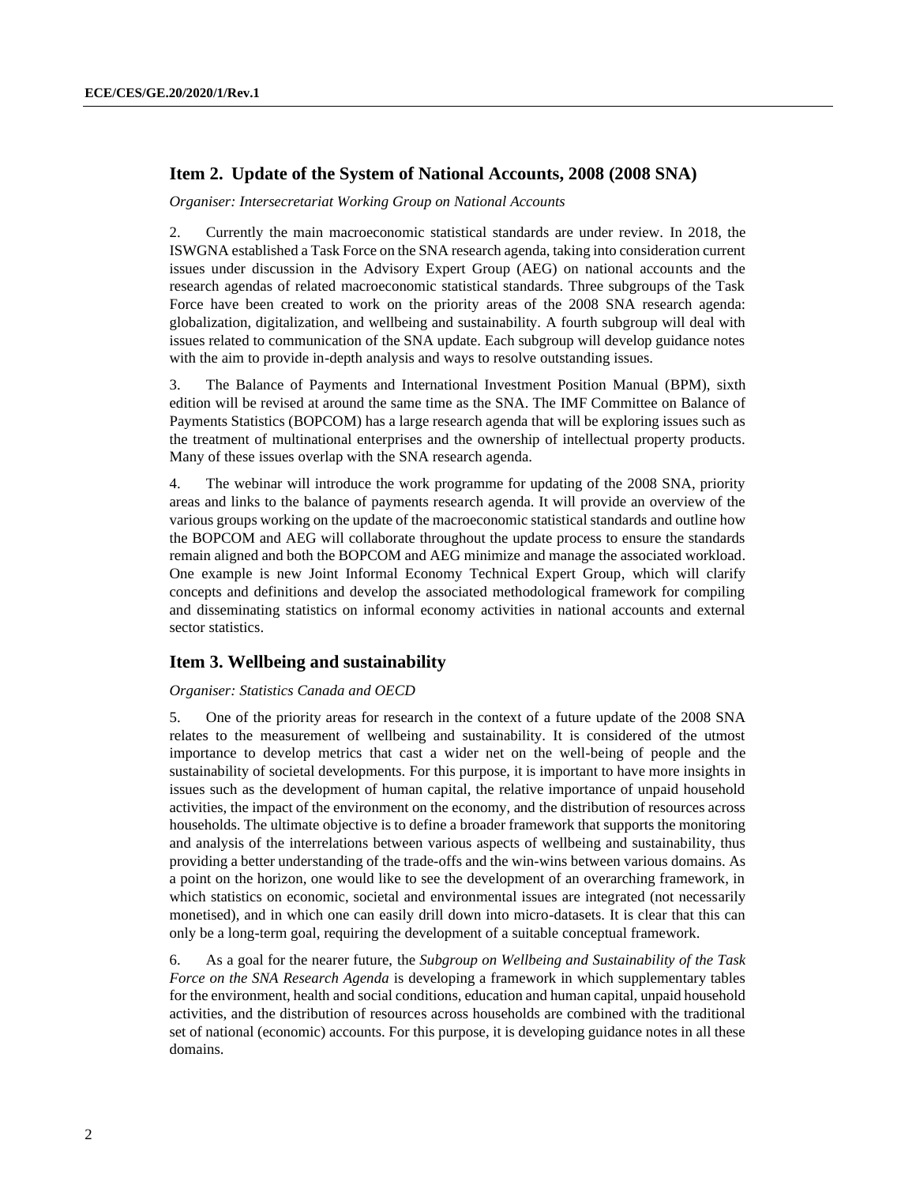## Item 2. Update of the System of National Accounts, 2008 (2008 SNA)

*Organiser: Intersecretariat Working Group on National Accounts*

2. Currently the main macroeconomic statistical standards are under review. In 2018, the ISWGNA established a Task Force on the SNA research agenda, taking into consideration current issues under discussion in the Advisory Expert Group (AEG) on national accounts and the research agendas of related macroeconomic statistical standards. Three subgroups of the Task Force have been created to work on the priority areas of the 2008 SNA research agenda: globalization, digitalization, and wellbeing and sustainability. A fourth subgroup will deal with issues related to communication of the SNA update. Each subgroup will develop guidance notes with the aim to provide in-depth analysis and ways to resolve outstanding issues.

3. The Balance of Payments and International Investment Position Manual (BPM), sixth edition will be revised at around the same time as the SNA. The IMF Committee on Balance of Payments Statistics (BOPCOM) has a large research agenda that will be exploring issues such as the treatment of multinational enterprises and the ownership of intellectual property products. Many of these issues overlap with the SNA research agenda.

4. The webinar will introduce the work programme for updating of the 2008 SNA, priority areas and links to the balance of payments research agenda. It will provide an overview of the various groups working on the update of the macroeconomic statistical standards and outline how the BOPCOM and AEG will collaborate throughout the update process to ensure the standards remain aligned and both the BOPCOM and AEG minimize and manage the associated workload. One example is new Joint Informal Economy Technical Expert Group, which will clarify concepts and definitions and develop the associated methodological framework for compiling and disseminating statistics on informal economy activities in national accounts and external sector statistics.

## Item 3. Wellbeing and sustainability

*Organiser: Statistics Canada and OECD*

5. One of the priority areas for research in the context of a future update of the 2008 SNA relates to the measurement of wellbeing and sustainability. It is considered of the utmost importance to develop metrics that cast a wider net on the well-being of people and the sustainability of societal developments. For this purpose, it is important to have more insights in issues such as the development of human capital, the relative importance of unpaid household activities, the impact of the environment on the economy, and the distribution of resources across households. The ultimate objective is to define a broader framework that supports the monitoring and analysis of the interrelations between various aspects of wellbeing and sustainability, thus providing a better understanding of the trade-offs and the win-wins between various domains. As a point on the horizon, one would like to see the development of an overarching framework, in which statistics on economic, societal and environmental issues are integrated (not necessarily monetised), and in which one can easily drill down into micro-datasets. It is clear that this can only be a long-term goal, requiring the development of a suitable conceptual framework.

6. As a goal for the nearer future, the *Subgroup on Wellbeing and Sustainability of the Task Force on the SNA Research Agenda* is developing a framework in which supplementary tables for the environment, health and social conditions, education and human capital, unpaid household activities, and the distribution of resources across households are combined with the traditional set of national (economic) accounts. For this purpose, it is developing guidance notes in all these domains.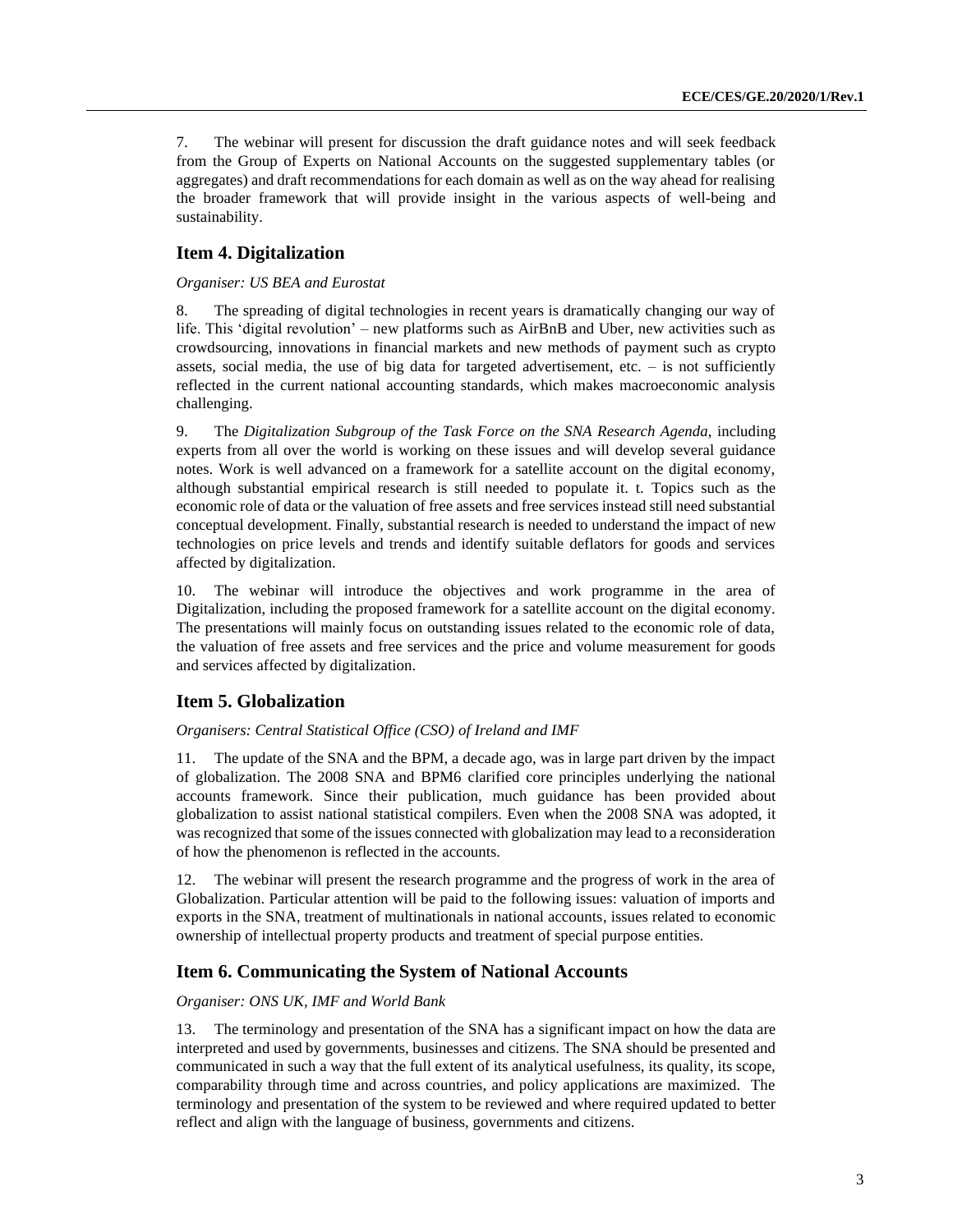7. The webinar will present for discussion the draft guidance notes and will seek feedback from the Group of Experts on National Accounts on the suggested supplementary tables (or aggregates) and draft recommendations for each domain as well as on the way ahead for realising the broader framework that will provide insight in the various aspects of well-being and sustainability.

## Item 4. Digitalization

*Organiser: US BEA and Eurostat*

8. The spreading of digital technologies in recent years is dramatically changing our way of life. This 'digital revolution' – new platforms such as AirBnB and Uber, new activities such as crowdsourcing, innovations in financial markets and new methods of payment such as crypto assets, social media, the use of big data for targeted advertisement, etc. – is not sufficiently reflected in the current national accounting standards, which makes macroeconomic analysis challenging.

9. The *Digitalization Subgroup of the Task Force on the SNA Research Agenda,* including experts from all over the world is working on these issues and will develop several guidance notes. Work is well advanced on a framework for a satellite account on the digital economy, although substantial empirical research is still needed to populate it. t. Topics such as the economic role of data or the valuation of free assets and free services instead still need substantial conceptual development. Finally, substantial research is needed to understand the impact of new technologies on price levels and trends and identify suitable deflators for goods and services affected by digitalization.

10. The webinar will introduce the objectives and work programme in the area of Digitalization, including the proposed framework for a satellite account on the digital economy. The presentations will mainly focus on outstanding issues related to the economic role of data, the valuation of free assets and free services and the price and volume measurement for goods and services affected by digitalization.

## Item 5. Globalization

*Organisers: Central Statistical Office (CSO) of Ireland and IMF*

11. The update of the SNA and the BPM, a decade ago, was in large part driven by the impact of globalization. The 2008 SNA and BPM6 clarified core principles underlying the national accounts framework. Since their publication, much guidance has been provided about globalization to assist national statistical compilers. Even when the 2008 SNA was adopted, it was recognized that some of the issues connected with globalization may lead to a reconsideration of how the phenomenon is reflected in the accounts.

12. The webinar will present the research programme and the progress of work in the area of Globalization. Particular attention will be paid to the following issues: valuation of imports and exports in the SNA, treatment of multinationals in national accounts, issues related to economic ownership of intellectual property products and treatment of special purpose entities.

## Item 6. Communicating the System of National Accounts

*Organiser: ONS UK, IMF and World Bank*

13. The terminology and presentation of the SNA has a significant impact on how the data are interpreted and used by governments, businesses and citizens. The SNA should be presented and communicated in such a way that the full extent of its analytical usefulness, its quality, its scope, comparability through time and across countries, and policy applications are maximized. The terminology and presentation of the system to be reviewed and where required updated to better reflect and align with the language of business, governments and citizens.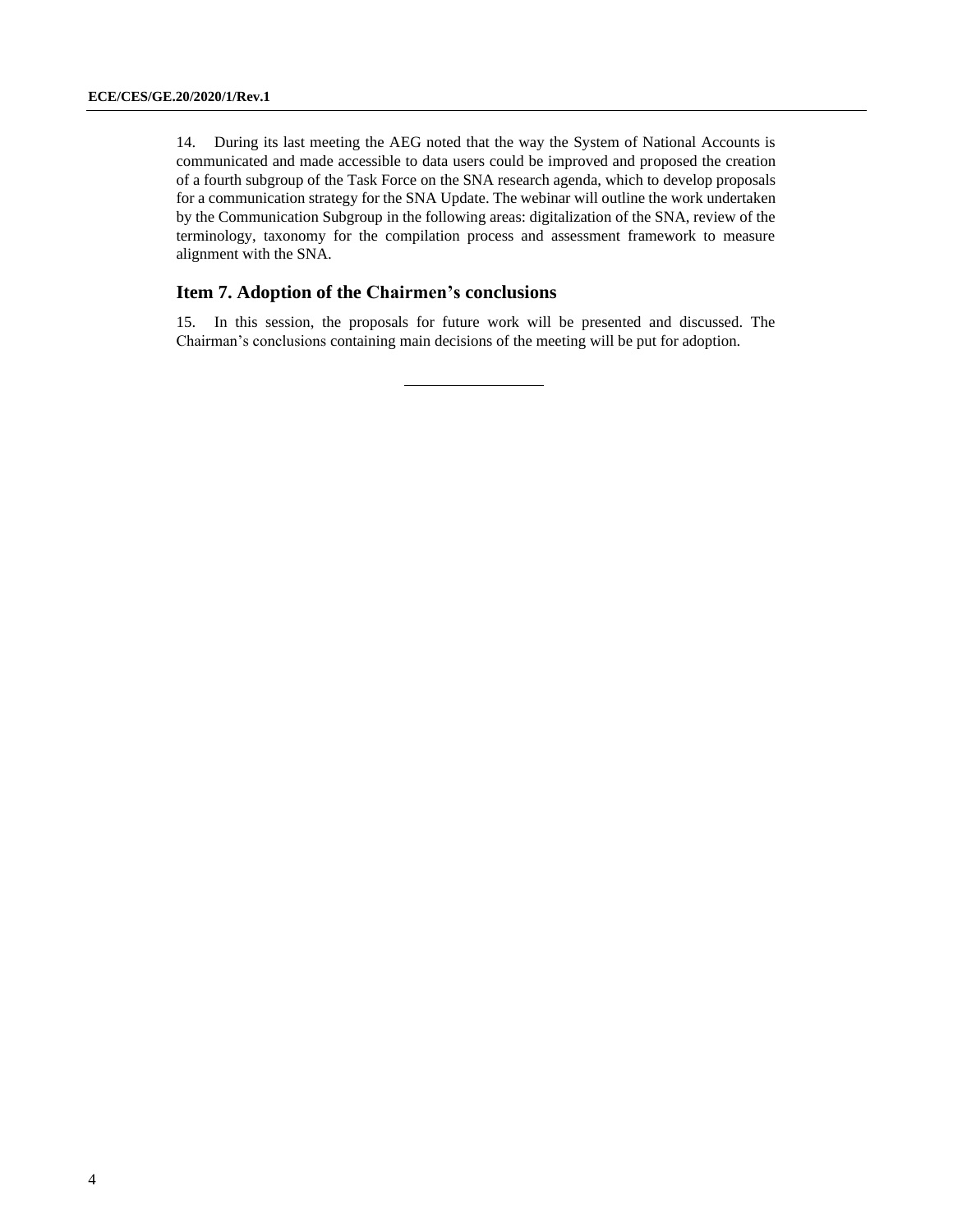14. During its last meeting the AEG noted that the way the System of National Accounts is communicated and made accessible to data users could be improved and proposed the creation of a fourth subgroup of the Task Force on the SNA research agenda, which to develop proposals for a communication strategy for the SNA Update. The webinar will outline the work undertaken by the Communication Subgroup in the following areas: digitalization of the SNA, review of the terminology, taxonomy for the compilation process and assessment framework to measure alignment with the SNA.

## Item 7. Adoption of the Chairmen's conclusions

15. In this session, the proposals for future work will be presented and discussed. The Chairman's conclusions containing main decisions of the meeting will be put for adoption.